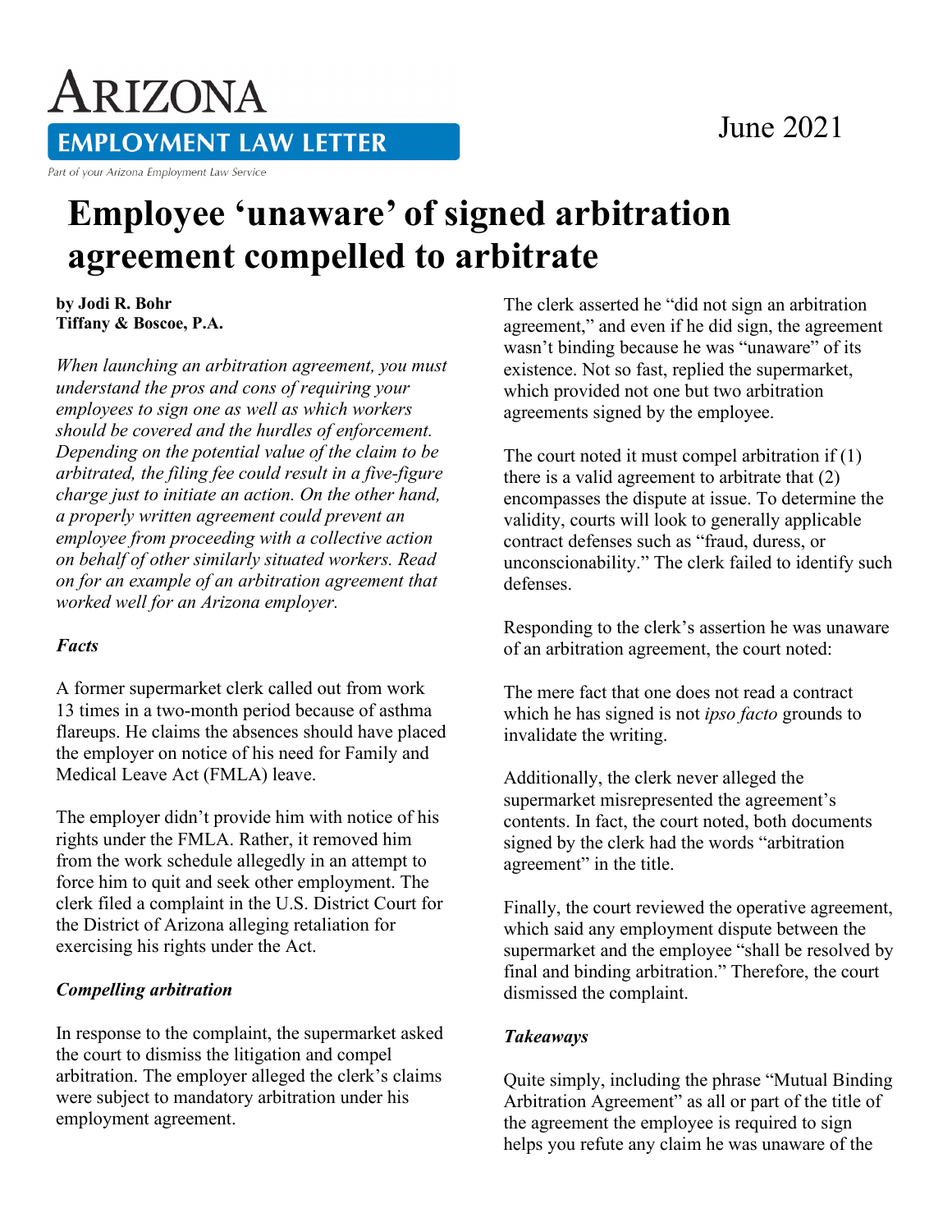# ARIZONA EMPLOYMENT LAW LETTER

Part of your Arizona Employment Law Service

June 2021

## Employee 'unaware' of signed arbitration agreement compelled to arbitrate

**by Jodi R. Bohr**
**Tiffany & Boscoe, P.A.**

*When launching an arbitration agreement, you must understand the pros and cons of requiring your employees to sign one as well as which workers should be covered and the hurdles of enforcement. Depending on the potential value of the claim to be arbitrated, the filing fee could result in a five-figure charge just to initiate an action. On the other hand, a properly written agreement could prevent an employee from proceeding with a collective action on behalf of other similarly situated workers. Read on for an example of an arbitration agreement that worked well for an Arizona employer.*

### *Facts*

A former supermarket clerk called out from work 13 times in a two-month period because of asthma flareups. He claims the absences should have placed the employer on notice of his need for Family and Medical Leave Act (FMLA) leave.

The employer didn't provide him with notice of his rights under the FMLA. Rather, it removed him from the work schedule allegedly in an attempt to force him to quit and seek other employment. The clerk filed a complaint in the U.S. District Court for the District of Arizona alleging retaliation for exercising his rights under the Act.

### *Compelling arbitration*

In response to the complaint, the supermarket asked the court to dismiss the litigation and compel arbitration. The employer alleged the clerk's claims were subject to mandatory arbitration under his employment agreement.

The clerk asserted he "did not sign an arbitration agreement," and even if he did sign, the agreement wasn't binding because he was "unaware" of its existence. Not so fast, replied the supermarket, which provided not one but two arbitration agreements signed by the employee.

The court noted it must compel arbitration if (1) there is a valid agreement to arbitrate that (2) encompasses the dispute at issue. To determine the validity, courts will look to generally applicable contract defenses such as "fraud, duress, or unconscionability." The clerk failed to identify such defenses.

Responding to the clerk's assertion he was unaware of an arbitration agreement, the court noted:

The mere fact that one does not read a contract which he has signed is not *ipso facto* grounds to invalidate the writing.

Additionally, the clerk never alleged the supermarket misrepresented the agreement's contents. In fact, the court noted, both documents signed by the clerk had the words "arbitration agreement" in the title.

Finally, the court reviewed the operative agreement, which said any employment dispute between the supermarket and the employee "shall be resolved by final and binding arbitration." Therefore, the court dismissed the complaint.

### *Takeaways*

Quite simply, including the phrase "Mutual Binding Arbitration Agreement" as all or part of the title of the agreement the employee is required to sign helps you refute any claim he was unaware of the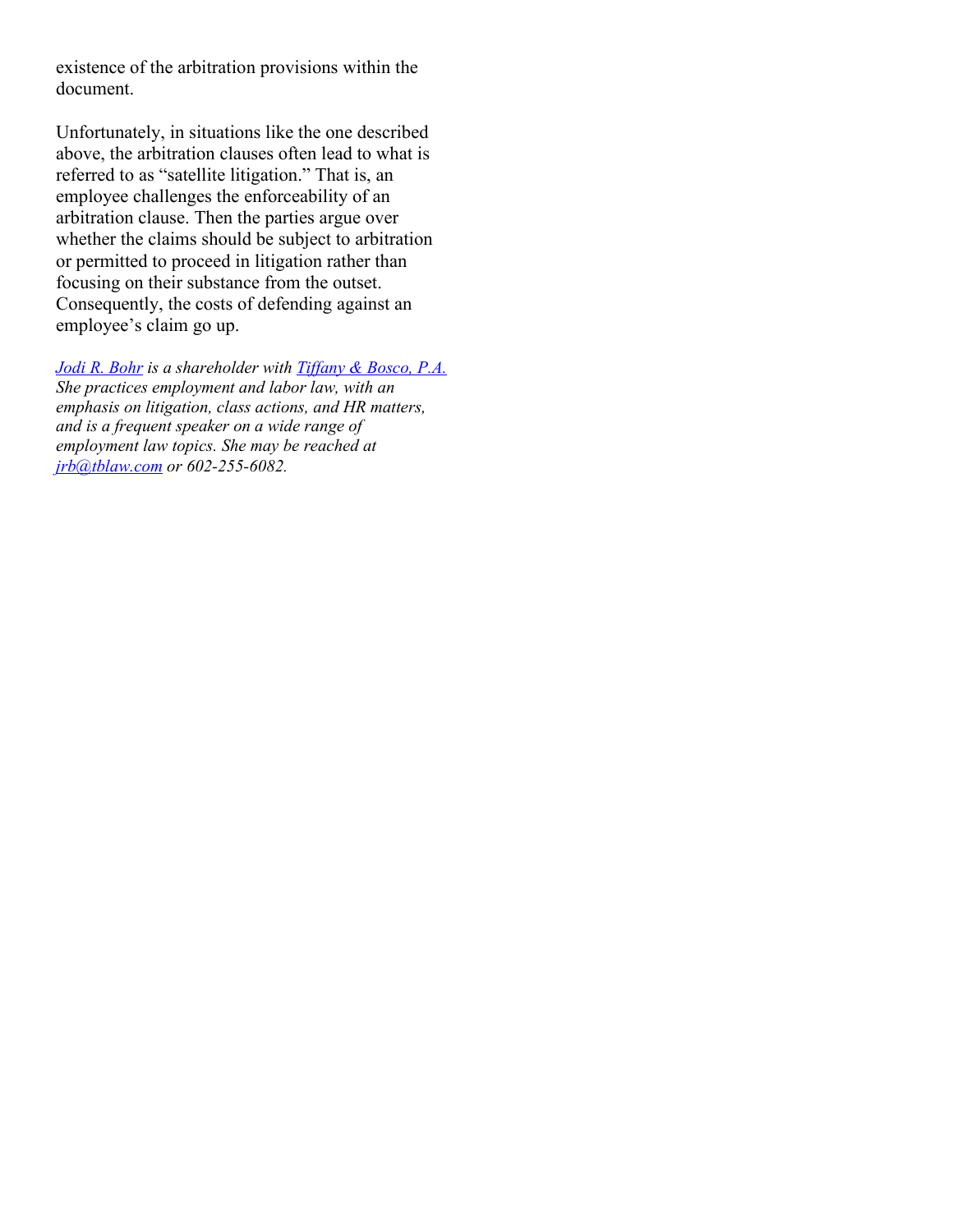existence of the arbitration provisions within the document.

Unfortunately, in situations like the one described above, the arbitration clauses often lead to what is referred to as "satellite litigation." That is, an employee challenges the enforceability of an arbitration clause. Then the parties argue over whether the claims should be subject to arbitration or permitted to proceed in litigation rather than focusing on their substance from the outset. Consequently, the costs of defending against an employee's claim go up.

*Jodi R. Bohr is a shareholder with Tiffany & Bosco, P.A. She practices employment and labor law, with an emphasis on litigation, class actions, and HR matters, and is a frequent speaker on a wide range of employment law topics. She may be reached at jrb@tblaw.com or 602-255-6082.*